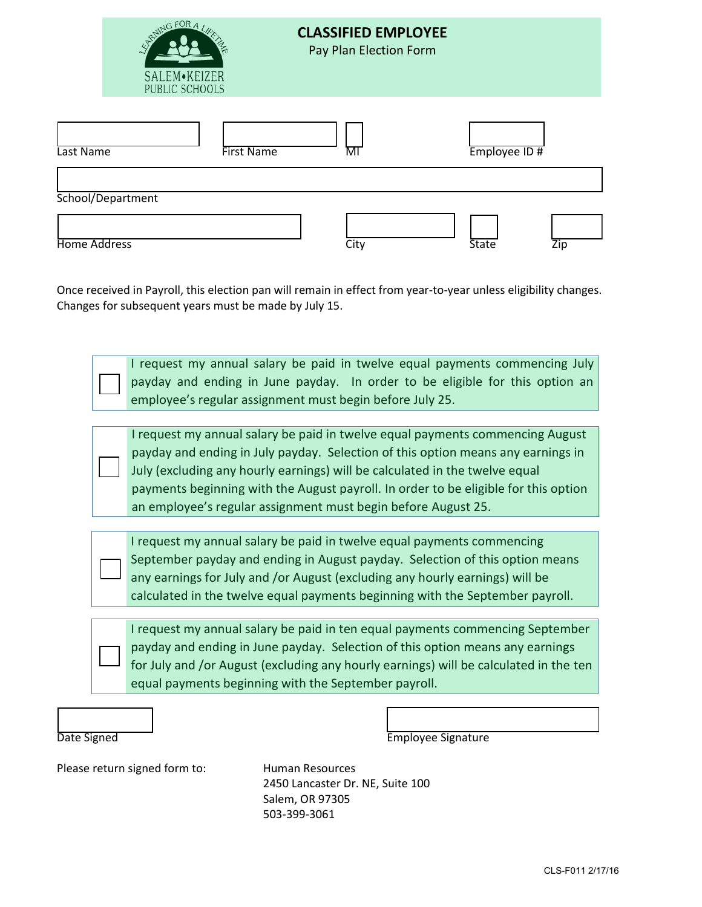LEARNING FOR A LIFETIME

SALEM•KEIZER
PUBLIC SCHOOLS

# CLASSIFIED EMPLOYEE

Pay Plan Election Form

| Last Name | First Name | MI | Employee ID # |
|---|---|---|---|
| | | | |

School/Department: ____________________

| Home Address | City | State | Zip |
|---|---|---|---|
| | | | |

Once received in Payroll, this election pan will remain in effect from year-to-year unless eligibility changes. Changes for subsequent years must be made by July 15.

☐ I request my annual salary be paid in twelve equal payments commencing July payday and ending in June payday. In order to be eligible for this option an employee's regular assignment must begin before July 25.

☐ I request my annual salary be paid in twelve equal payments commencing August payday and ending in July payday. Selection of this option means any earnings in July (excluding any hourly earnings) will be calculated in the twelve equal payments beginning with the August payroll. In order to be eligible for this option an employee's regular assignment must begin before August 25.

☐ I request my annual salary be paid in twelve equal payments commencing September payday and ending in August payday. Selection of this option means any earnings for July and /or August (excluding any hourly earnings) will be calculated in the twelve equal payments beginning with the September payroll.

☐ I request my annual salary be paid in ten equal payments commencing September payday and ending in June payday. Selection of this option means any earnings for July and /or August (excluding any hourly earnings) will be calculated in the ten equal payments beginning with the September payroll.

| Date Signed | Employee Signature |
|---|---|
| | |

Please return signed form to:

Human Resources
2450 Lancaster Dr. NE, Suite 100
Salem, OR 97305
503-399-3061

CLS-F011 2/17/16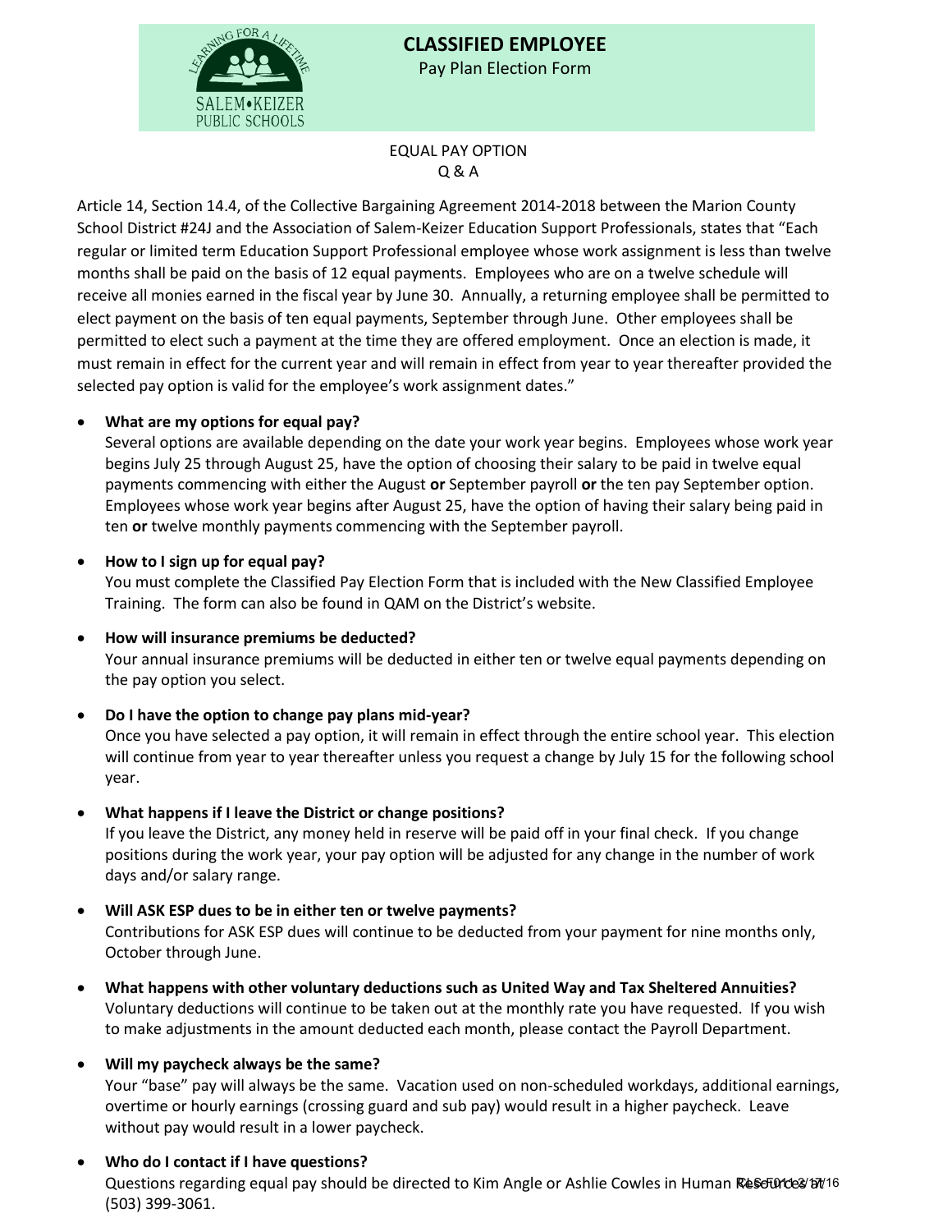# CLASSIFIED EMPLOYEE

Pay Plan Election Form

## EQUAL PAY OPTION
## Q & A

Article 14, Section 14.4, of the Collective Bargaining Agreement 2014-2018 between the Marion County School District #24J and the Association of Salem-Keizer Education Support Professionals, states that "Each regular or limited term Education Support Professional employee whose work assignment is less than twelve months shall be paid on the basis of 12 equal payments. Employees who are on a twelve schedule will receive all monies earned in the fiscal year by June 30. Annually, a returning employee shall be permitted to elect payment on the basis of ten equal payments, September through June. Other employees shall be permitted to elect such a payment at the time they are offered employment. Once an election is made, it must remain in effect for the current year and will remain in effect from year to year thereafter provided the selected pay option is valid for the employee's work assignment dates."

- **What are my options for equal pay?**
  Several options are available depending on the date your work year begins. Employees whose work year begins July 25 through August 25, have the option of choosing their salary to be paid in twelve equal payments commencing with either the August **or** September payroll **or** the ten pay September option. Employees whose work year begins after August 25, have the option of having their salary being paid in ten **or** twelve monthly payments commencing with the September payroll.

- **How to I sign up for equal pay?**
  You must complete the Classified Pay Election Form that is included with the New Classified Employee Training. The form can also be found in QAM on the District's website.

- **How will insurance premiums be deducted?**
  Your annual insurance premiums will be deducted in either ten or twelve equal payments depending on the pay option you select.

- **Do I have the option to change pay plans mid-year?**
  Once you have selected a pay option, it will remain in effect through the entire school year. This election will continue from year to year thereafter unless you request a change by July 15 for the following school year.

- **What happens if I leave the District or change positions?**
  If you leave the District, any money held in reserve will be paid off in your final check. If you change positions during the work year, your pay option will be adjusted for any change in the number of work days and/or salary range.

- **Will ASK ESP dues to be in either ten or twelve payments?**
  Contributions for ASK ESP dues will continue to be deducted from your payment for nine months only, October through June.

- **What happens with other voluntary deductions such as United Way and Tax Sheltered Annuities?**
  Voluntary deductions will continue to be taken out at the monthly rate you have requested. If you wish to make adjustments in the amount deducted each month, please contact the Payroll Department.

- **Will my paycheck always be the same?**
  Your "base" pay will always be the same. Vacation used on non-scheduled workdays, additional earnings, overtime or hourly earnings (crossing guard and sub pay) would result in a higher paycheck. Leave without pay would result in a lower paycheck.

- **Who do I contact if I have questions?**
  Questions regarding equal pay should be directed to Kim Angle or Ashlie Cowles in Human Resources at (503) 399-3061.